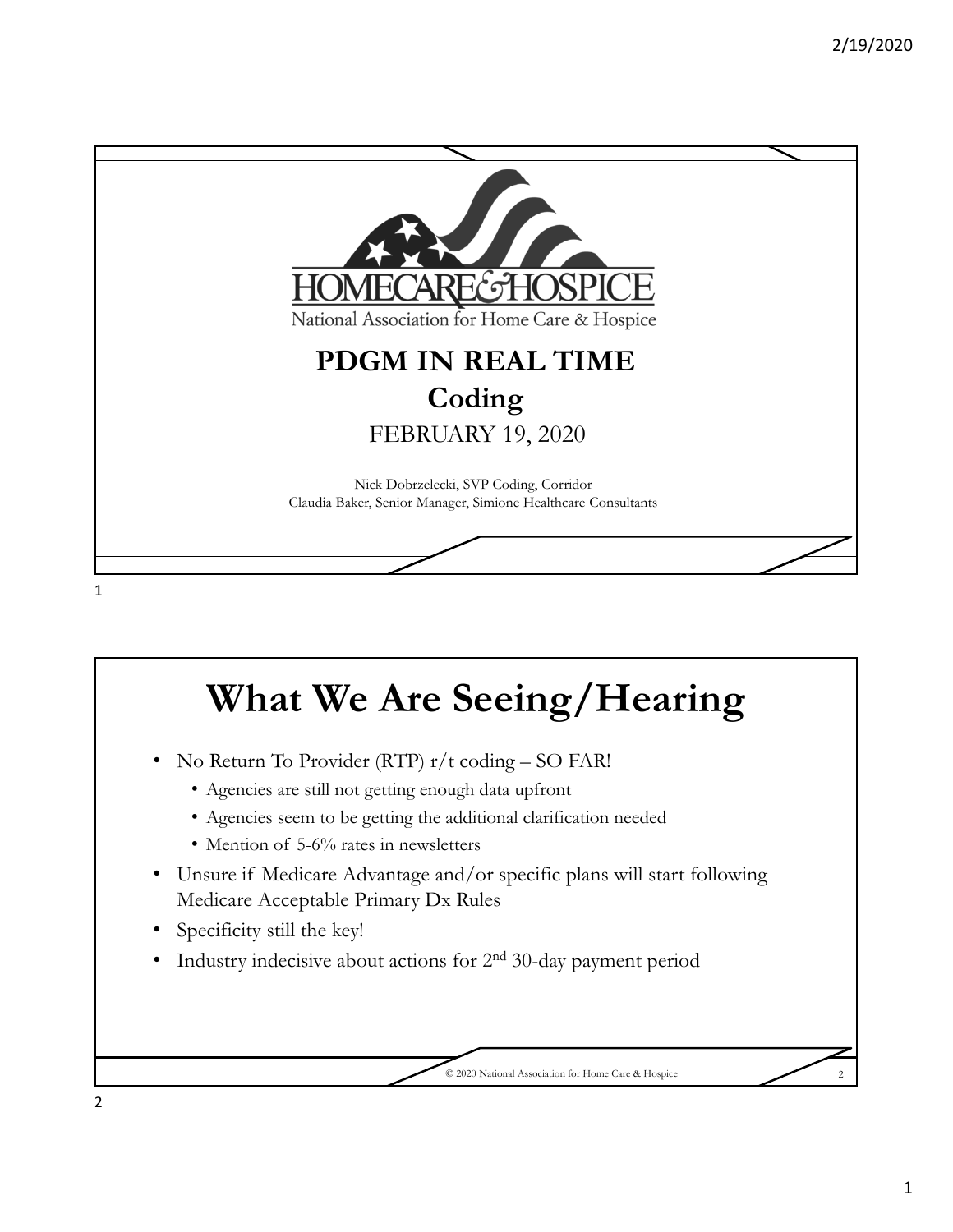HOMECARE & HOSPICE

National Association for Home Care & Hospice

# PDGM IN REAL TIME

## Coding

FEBRUARY 19, 2020

Nick Dobrzelecki, SVP Coding, Corridor
Claudia Baker, Senior Manager, Simione Healthcare Consultants

# What We Are Seeing/Hearing

- No Return To Provider (RTP) r/t coding – SO FAR!
  - Agencies are still not getting enough data upfront
  - Agencies seem to be getting the additional clarification needed
  - Mention of 5-6% rates in newsletters
- Unsure if Medicare Advantage and/or specific plans will start following Medicare Acceptable Primary Dx Rules
- Specificity still the key!
- Industry indecisive about actions for 2nd 30-day payment period

© 2020 National Association for Home Care & Hospice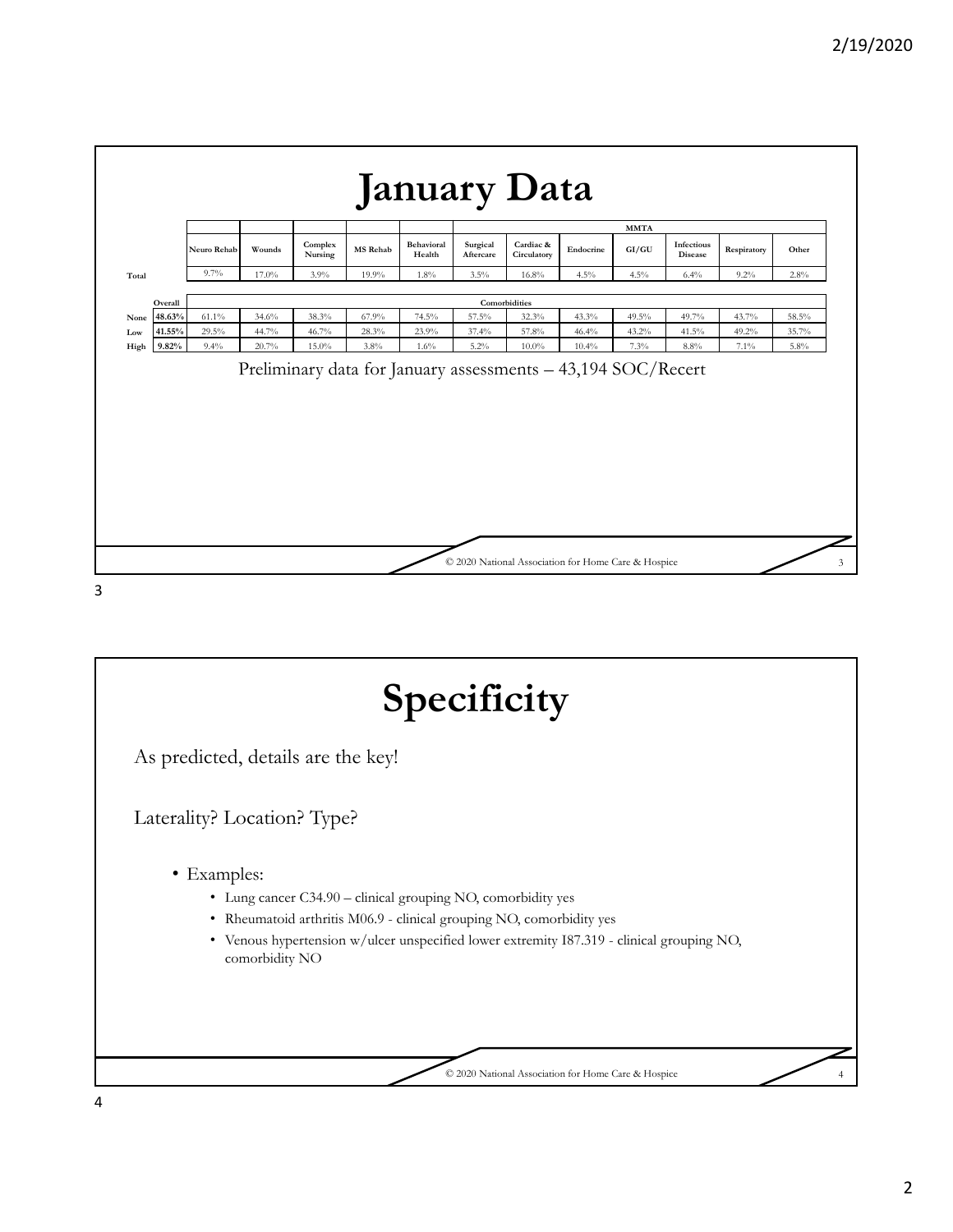# January Data

| | | Neuro Rehab | Wounds | Complex Nursing | MS Rehab | Behavioral Health | MMTA | | | | | | |
|---|---|---|---|---|---|---|---|---|---|---|---|---|---|
| | | | | | | | Surgical Aftercare | Cardiac & Circulatory | Endocrine | GI/GU | Infectious Disease | Respiratory | Other |
| Total | | 9.7% | 17.0% | 3.9% | 19.9% | 1.8% | 3.5% | 16.8% | 4.5% | 4.5% | 6.4% | 9.2% | 2.8% |
| | Overall | Comorbidities | | | | | | | | | | | |
| None | 48.63% | 61.1% | 34.6% | 38.3% | 67.9% | 74.5% | 57.5% | 32.3% | 43.3% | 49.5% | 49.7% | 43.7% | 58.5% |
| Low | 41.55% | 29.5% | 44.7% | 46.7% | 28.3% | 23.9% | 37.4% | 57.8% | 46.4% | 43.2% | 41.5% | 49.2% | 35.7% |
| High | 9.82% | 9.4% | 20.7% | 15.0% | 3.8% | 1.6% | 5.2% | 10.0% | 10.4% | 7.3% | 8.8% | 7.1% | 5.8% |

Preliminary data for January assessments – 43,194 SOC/Recert

© 2020 National Association for Home Care & Hospice

# Specificity

As predicted, details are the key!

Laterality? Location? Type?

- Examples:
  - Lung cancer C34.90 – clinical grouping NO, comorbidity yes
  - Rheumatoid arthritis M06.9 - clinical grouping NO, comorbidity yes
  - Venous hypertension w/ulcer unspecified lower extremity I87.319 - clinical grouping NO, comorbidity NO

© 2020 National Association for Home Care & Hospice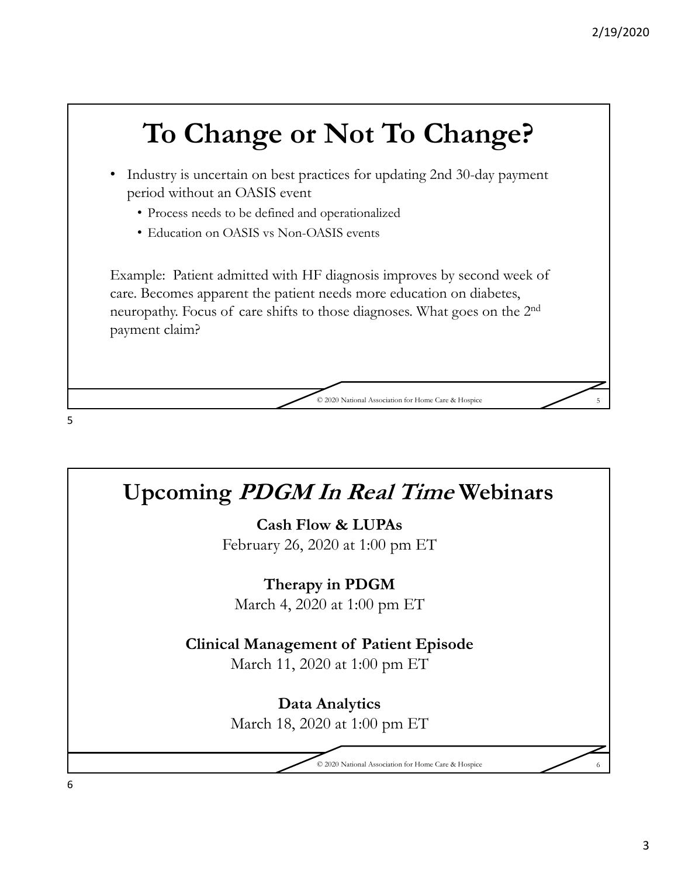# To Change or Not To Change?

- Industry is uncertain on best practices for updating 2nd 30-day payment period without an OASIS event
  - Process needs to be defined and operationalized
  - Education on OASIS vs Non-OASIS events

Example: Patient admitted with HF diagnosis improves by second week of care. Becomes apparent the patient needs more education on diabetes, neuropathy. Focus of care shifts to those diagnoses. What goes on the 2nd payment claim?

© 2020 National Association for Home Care & Hospice

# Upcoming *PDGM In Real Time* Webinars

**Cash Flow & LUPAs**
February 26, 2020 at 1:00 pm ET

**Therapy in PDGM**
March 4, 2020 at 1:00 pm ET

**Clinical Management of Patient Episode**
March 11, 2020 at 1:00 pm ET

**Data Analytics**
March 18, 2020 at 1:00 pm ET

© 2020 National Association for Home Care & Hospice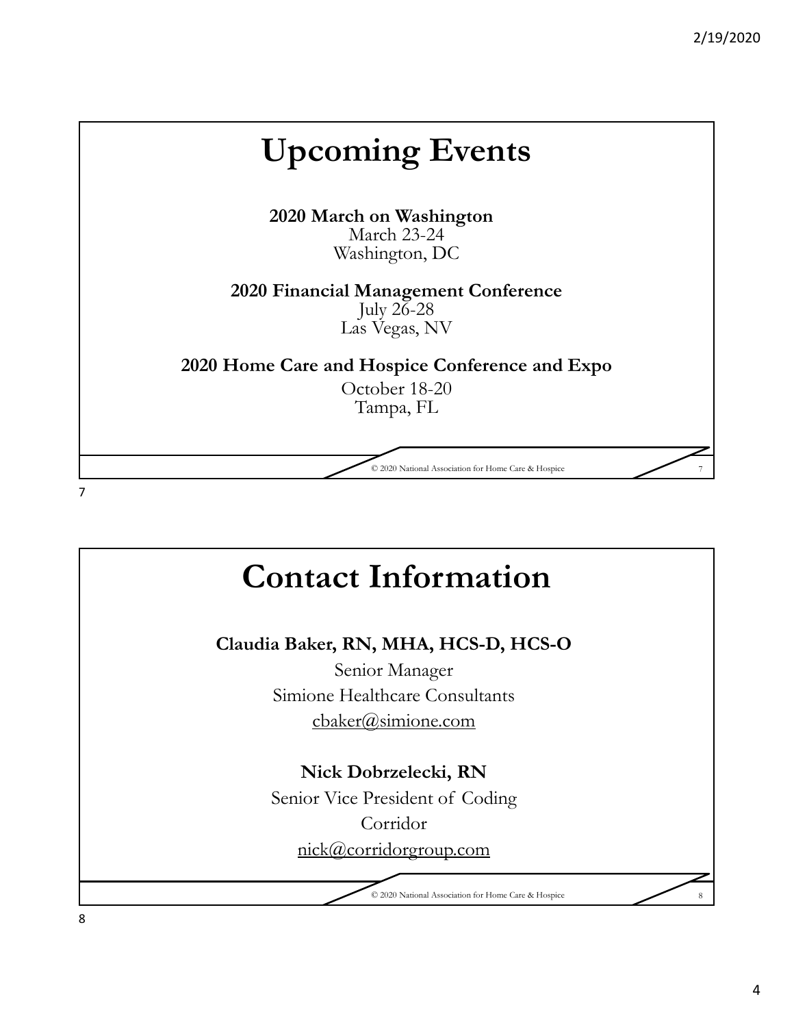# Upcoming Events

**2020 March on Washington**
March 23-24
Washington, DC

**2020 Financial Management Conference**
July 26-28
Las Vegas, NV

**2020 Home Care and Hospice Conference and Expo**
October 18-20
Tampa, FL

© 2020 National Association for Home Care & Hospice

# Contact Information

**Claudia Baker, RN, MHA, HCS-D, HCS-O**
Senior Manager
Simione Healthcare Consultants
cbaker@simione.com

**Nick Dobrzelecki, RN**
Senior Vice President of Coding
Corridor
nick@corridorgroup.com

© 2020 National Association for Home Care & Hospice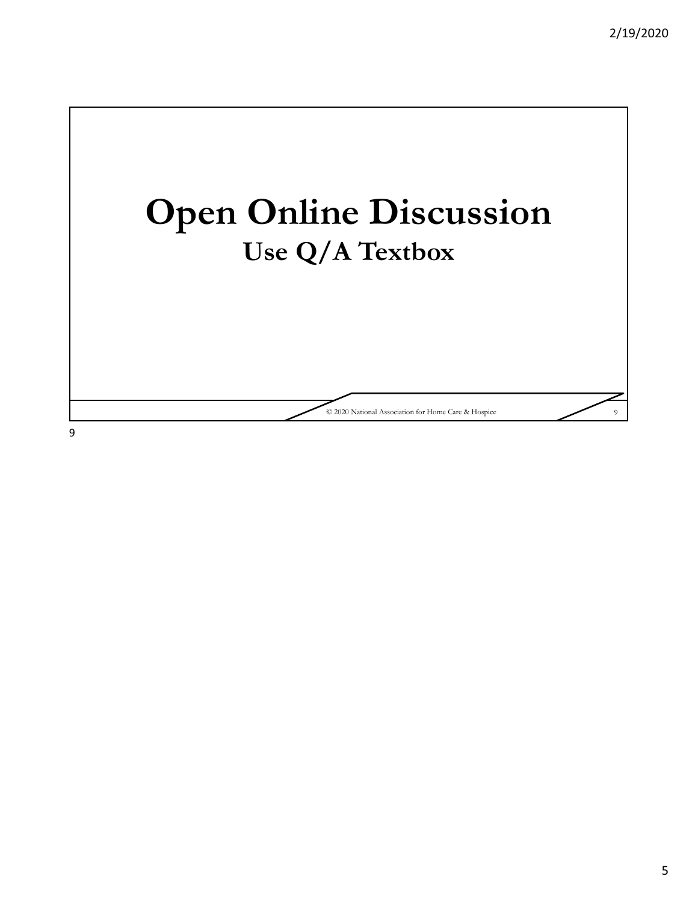# Open Online Discussion

## Use Q/A Textbox

© 2020 National Association for Home Care & Hospice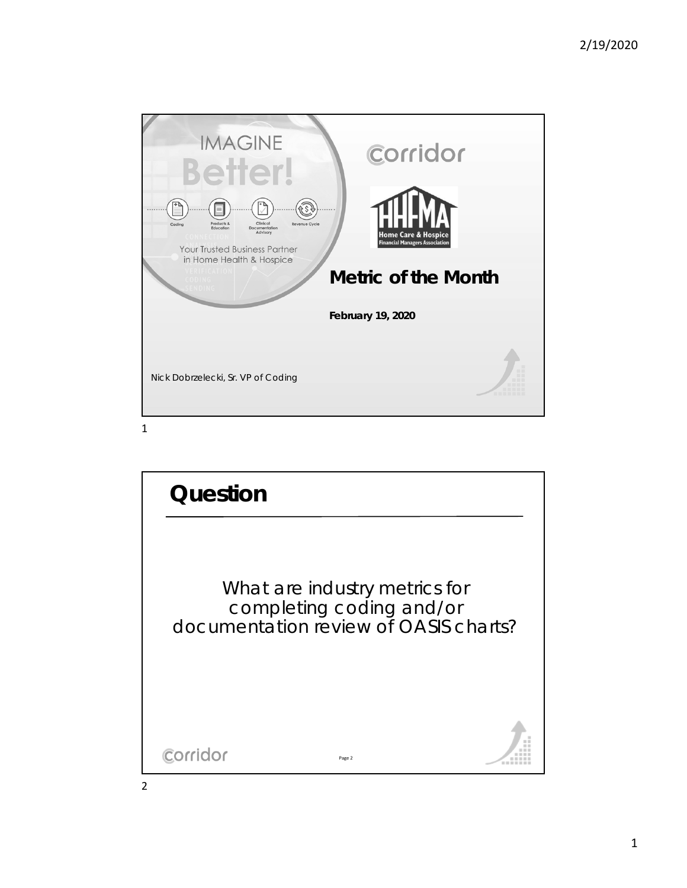## IMAGINE Better!

Coding | Products & Education | Clinical Documentation Advisory | Revenue Cycle

Your Trusted Business Partner in Home Health & Hospice

corridor

HHFMA — Home Care & Hospice Financial Managers Association

# Metric of the Month

**February 19, 2020**

Nick Dobrzelecki, Sr. VP of Coding

## Question

What are industry metrics for completing coding and/or documentation review of OASIS charts?

corridor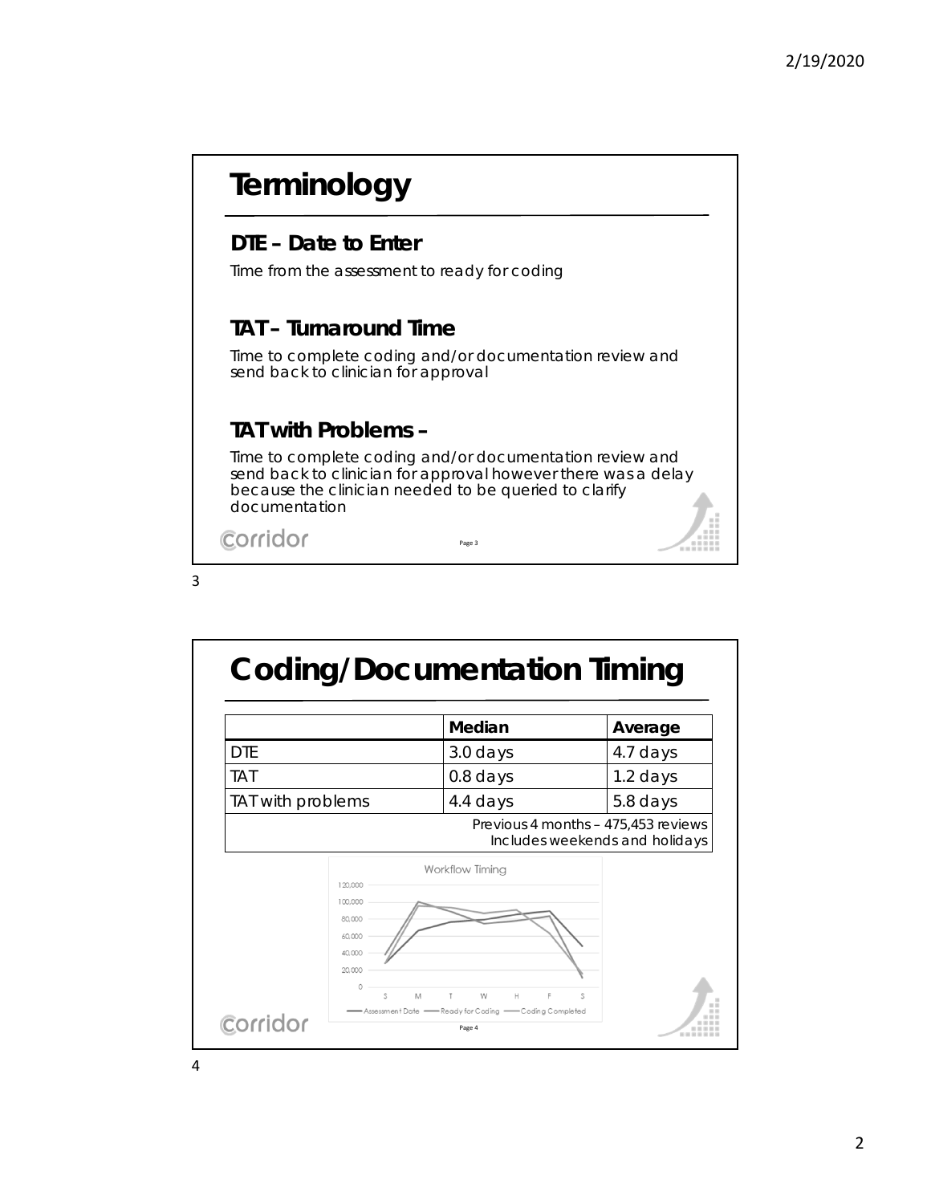# Terminology

### DTE – Date to Enter

Time from the assessment to ready for coding

### TAT – Turnaround Time

Time to complete coding and/or documentation review and send back to clinician for approval

### TAT with Problems –

Time to complete coding and/or documentation review and send back to clinician for approval however there was a delay because the clinician needed to be queried to clarify documentation

corridor

# Coding/Documentation Timing

| | Median | Average |
|---|---|---|
| DTE | 3.0 days | 4.7 days |
| TAT | 0.8 days | 1.2 days |
| TAT with problems | 4.4 days | 5.8 days |
| Previous 4 months – 475,453 reviews Includes weekends and holidays | | |

Workflow Timing

120,000
100,000
80,000
60,000
40,000
20,000
0

S M T W H F S

Assessment Date — Ready for Coding — Coding Completed

corridor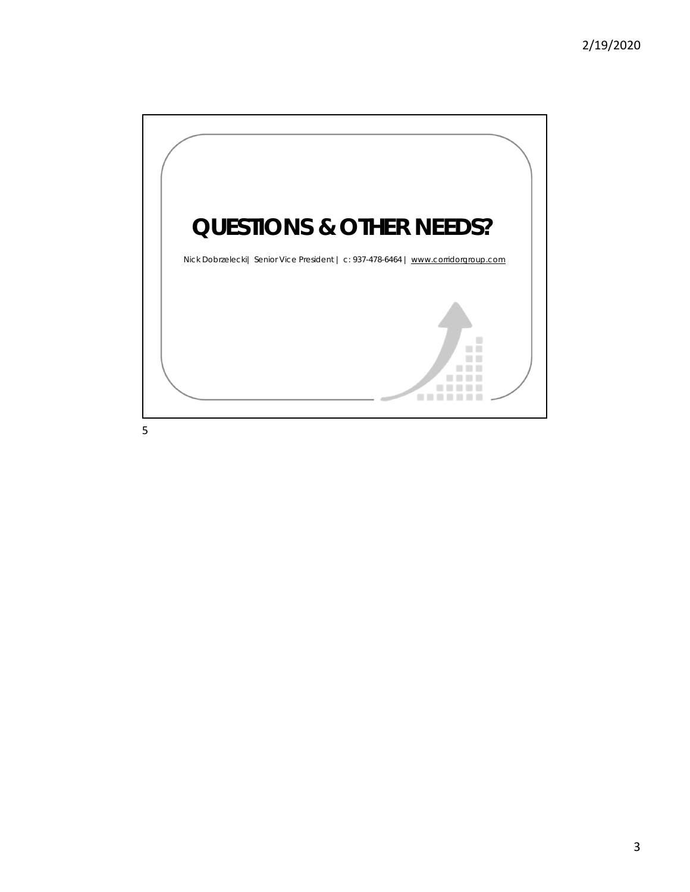# QUESTIONS & OTHER NEEDS?

Nick Dobrzelecki| Senior Vice President | c: 937-478-6464 | www.corridorgroup.com

5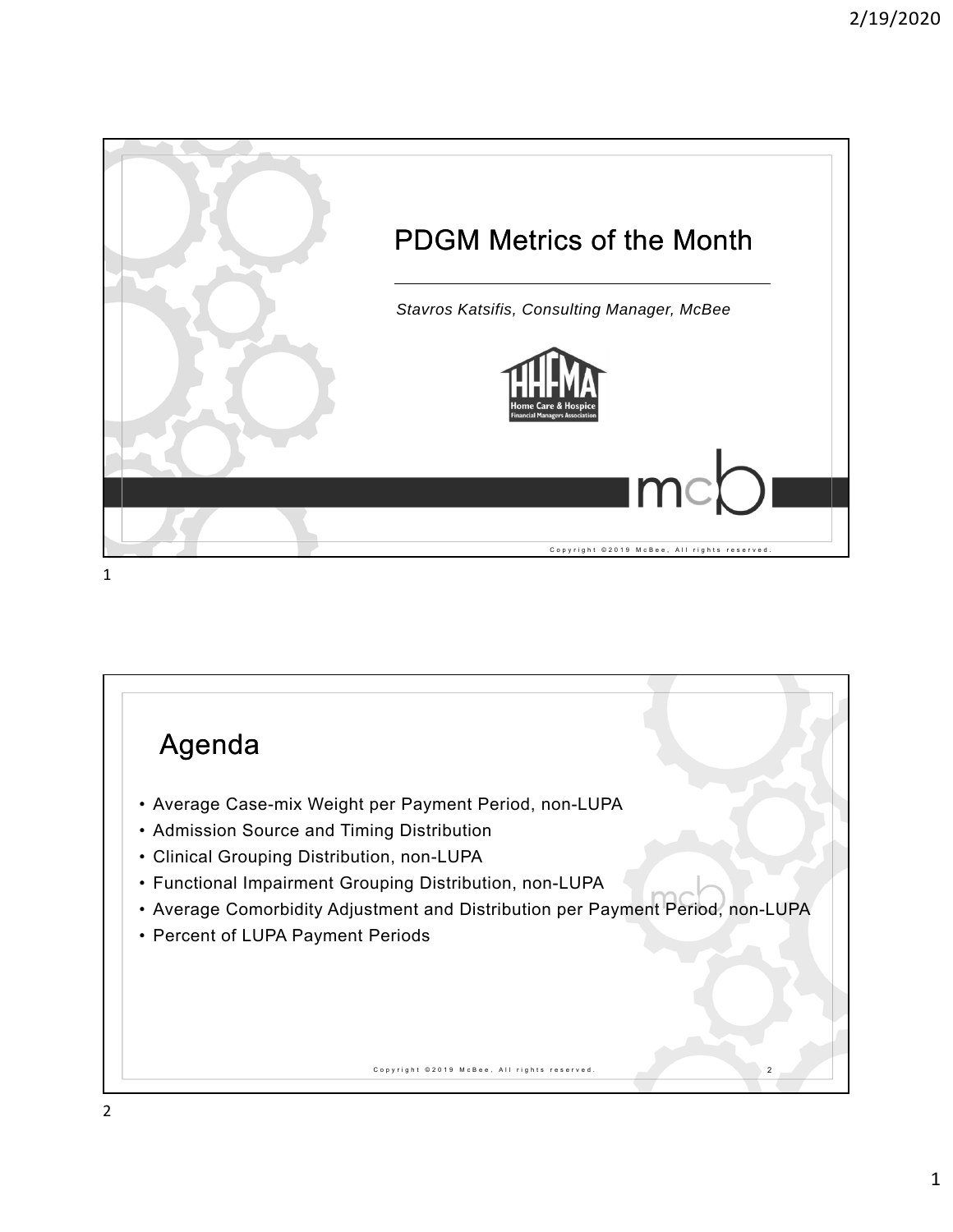# PDGM Metrics of the Month

*Stavros Katsifis, Consulting Manager, McBee*

Copyright ©2019 McBee, All rights reserved.

# Agenda

- Average Case-mix Weight per Payment Period, non-LUPA
- Admission Source and Timing Distribution
- Clinical Grouping Distribution, non-LUPA
- Functional Impairment Grouping Distribution, non-LUPA
- Average Comorbidity Adjustment and Distribution per Payment Period, non-LUPA
- Percent of LUPA Payment Periods

Copyright ©2019 McBee, All rights reserved.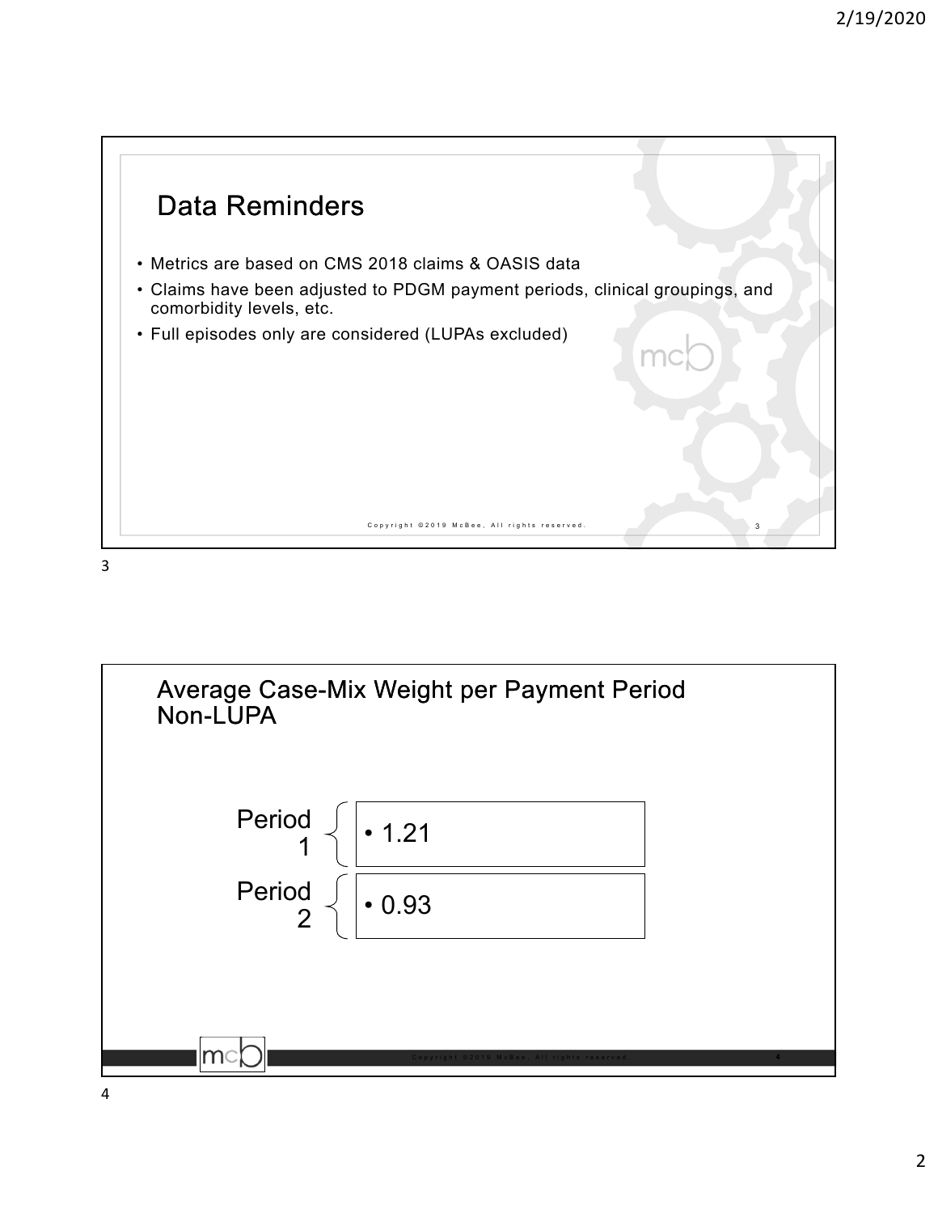## Data Reminders

- Metrics are based on CMS 2018 claims & OASIS data
- Claims have been adjusted to PDGM payment periods, clinical groupings, and comorbidity levels, etc.
- Full episodes only are considered (LUPAs excluded)

## Average Case-Mix Weight per Payment Period Non-LUPA

Period 1
- 1.21

Period 2
- 0.93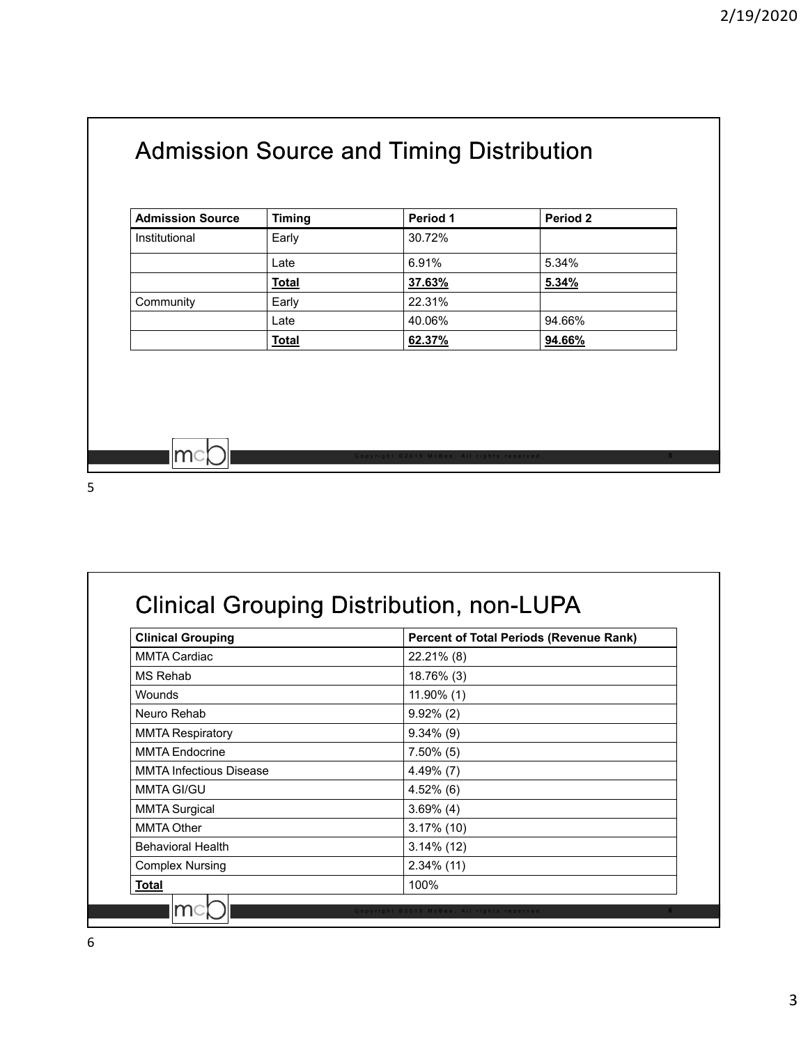# Admission Source and Timing Distribution

| Admission Source | Timing | Period 1 | Period 2 |
|---|---|---|---|
| Institutional | Early | 30.72% | |
| | Late | 6.91% | 5.34% |
| | **Total** | **37.63%** | **5.34%** |
| Community | Early | 22.31% | |
| | Late | 40.06% | 94.66% |
| | **Total** | **62.37%** | **94.66%** |

# Clinical Grouping Distribution, non-LUPA

| Clinical Grouping | Percent of Total Periods (Revenue Rank) |
|---|---|
| MMTA Cardiac | 22.21% (8) |
| MS Rehab | 18.76% (3) |
| Wounds | 11.90% (1) |
| Neuro Rehab | 9.92% (2) |
| MMTA Respiratory | 9.34% (9) |
| MMTA Endocrine | 7.50% (5) |
| MMTA Infectious Disease | 4.49% (7) |
| MMTA GI/GU | 4.52% (6) |
| MMTA Surgical | 3.69% (4) |
| MMTA Other | 3.17% (10) |
| Behavioral Health | 3.14% (12) |
| Complex Nursing | 2.34% (11) |
| **Total** | 100% |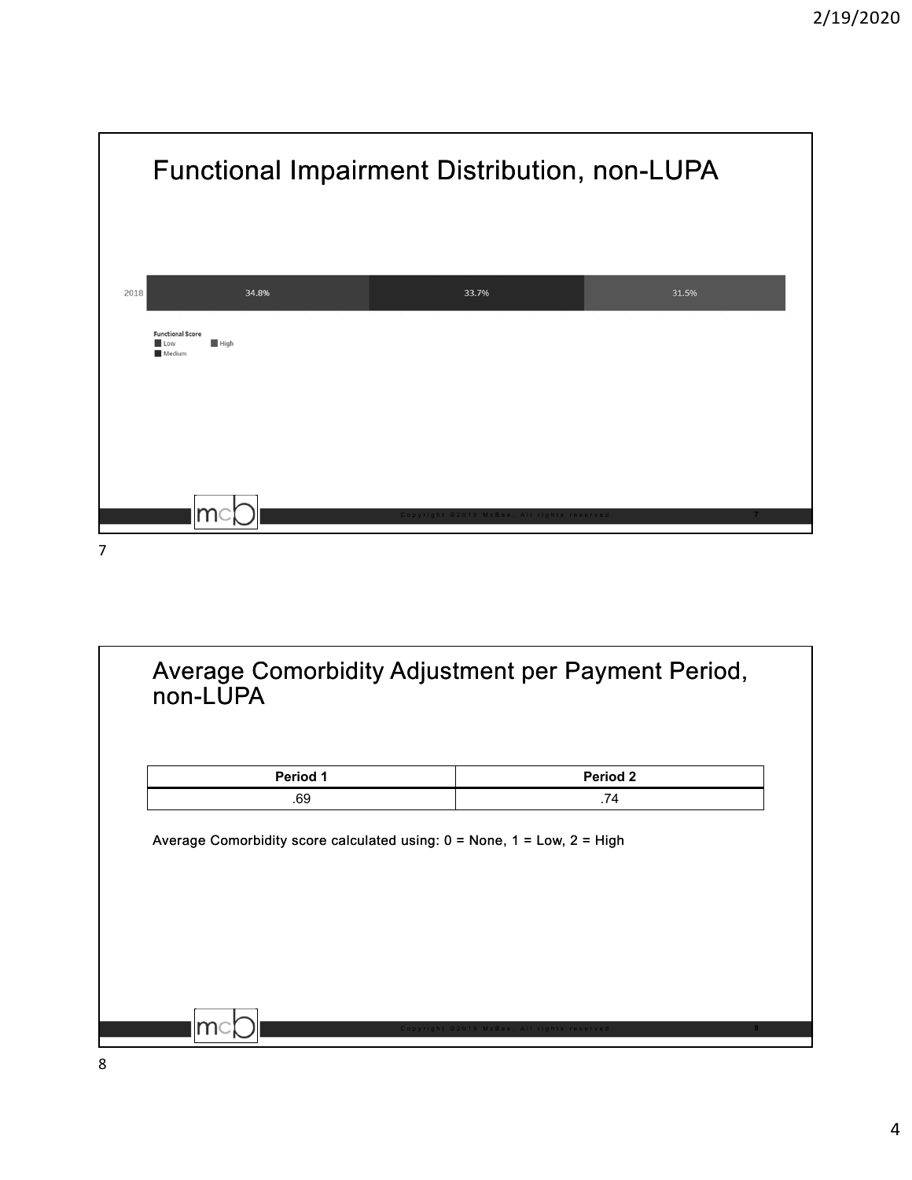## Functional Impairment Distribution, non-LUPA

| | Low | Medium | High |
|---|---|---|---|
| 2018 | 34.8% | 33.7% | 31.5% |

Functional Score: Low, Medium, High

## Average Comorbidity Adjustment per Payment Period, non-LUPA

| Period 1 | Period 2 |
|---|---|
| .69 | .74 |

Average Comorbidity score calculated using: 0 = None, 1 = Low, 2 = High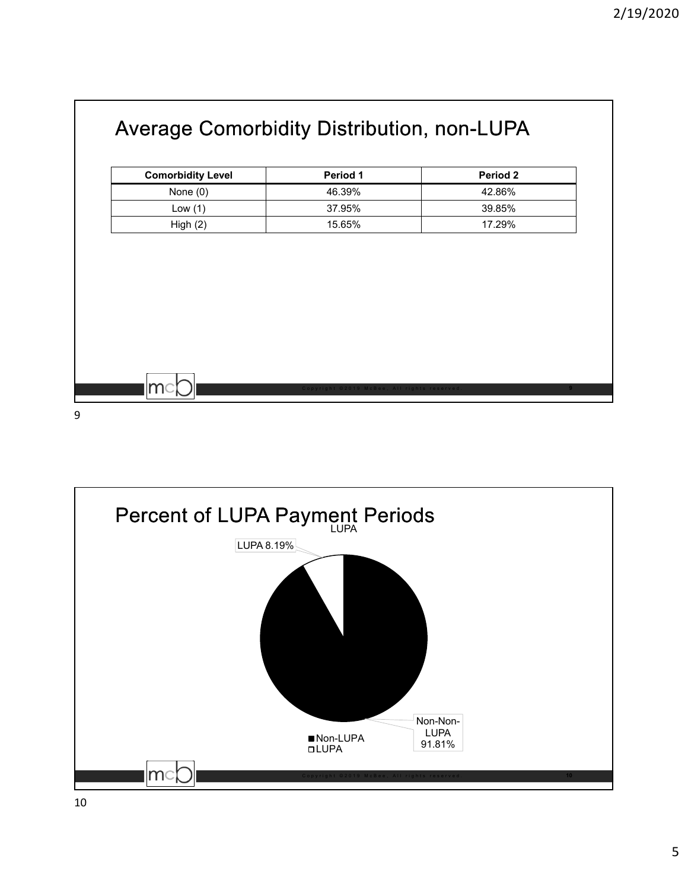# Average Comorbidity Distribution, non-LUPA

| Comorbidity Level | Period 1 | Period 2 |
|---|---|---|
| None (0) | 46.39% | 42.86% |
| Low (1) | 37.95% | 39.85% |
| High (2) | 15.65% | 17.29% |

# Percent of LUPA Payment Periods

LUPA

LUPA 8.19%

Non-Non-LUPA 91.81%

■ Non-LUPA
□ LUPA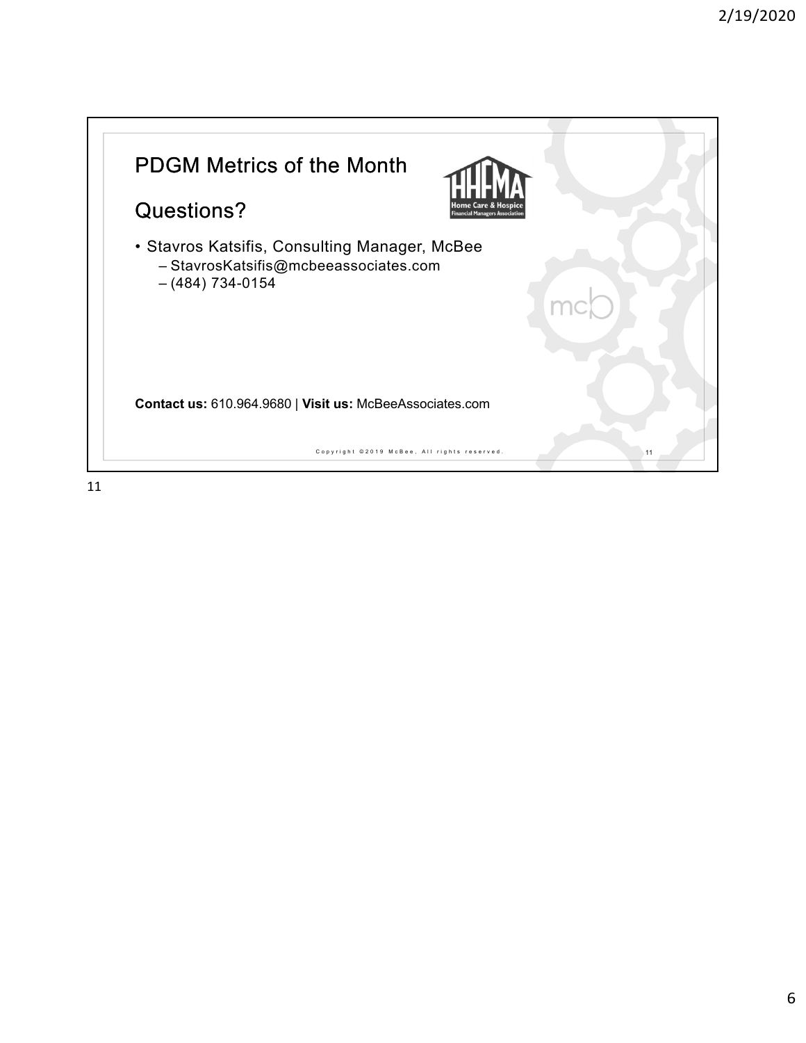## PDGM Metrics of the Month

## Questions?

- Stavros Katsifis, Consulting Manager, McBee
  - StavrosKatsifis@mcbeeassociates.com
  - (484) 734-0154

**Contact us:** 610.964.9680 | **Visit us:** McBeeAssociates.com

Copyright ©2019 McBee, All rights reserved.